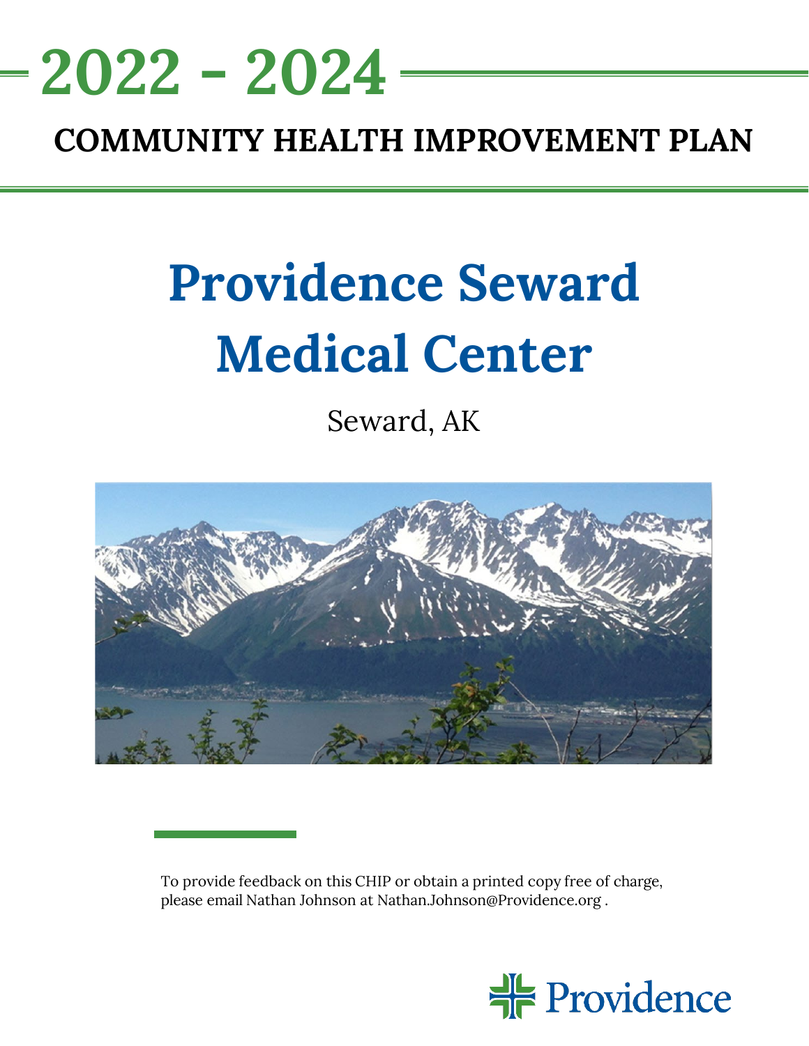# 2022 - 2024

## COMMUNITY HEALTH IMPROVEMENT PLAN

# Providence Seward Medical Center

Seward, AK

To provide feedback on this CHIP or obtain a printed copy free of charge, please email Nathan Johnson at Nathan.Johnson@Providence.org .

Providence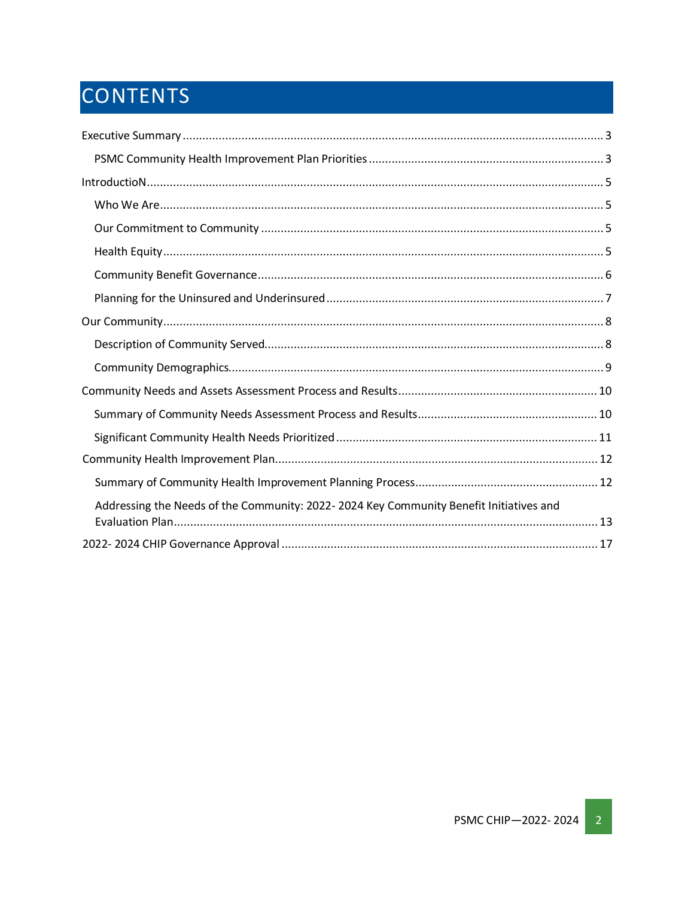# CONTENTS

Executive Summary ........................................................ 3

- PSMC Community Health Improvement Plan Priorities ........................................................ 3

IntroductioN ........................................................ 5

- Who We Are ........................................................ 5
- Our Commitment to Community ........................................................ 5
- Health Equity ........................................................ 5
- Community Benefit Governance ........................................................ 6
- Planning for the Uninsured and Underinsured ........................................................ 7

Our Community ........................................................ 8

- Description of Community Served ........................................................ 8
- Community Demographics ........................................................ 9

Community Needs and Assets Assessment Process and Results ........................................................ 10

- Summary of Community Needs Assessment Process and Results ........................................................ 10
- Significant Community Health Needs Prioritized ........................................................ 11

Community Health Improvement Plan ........................................................ 12

- Summary of Community Health Improvement Planning Process ........................................................ 12
- Addressing the Needs of the Community: 2022- 2024 Key Community Benefit Initiatives and Evaluation Plan ........................................................ 13

2022- 2024 CHIP Governance Approval ........................................................ 17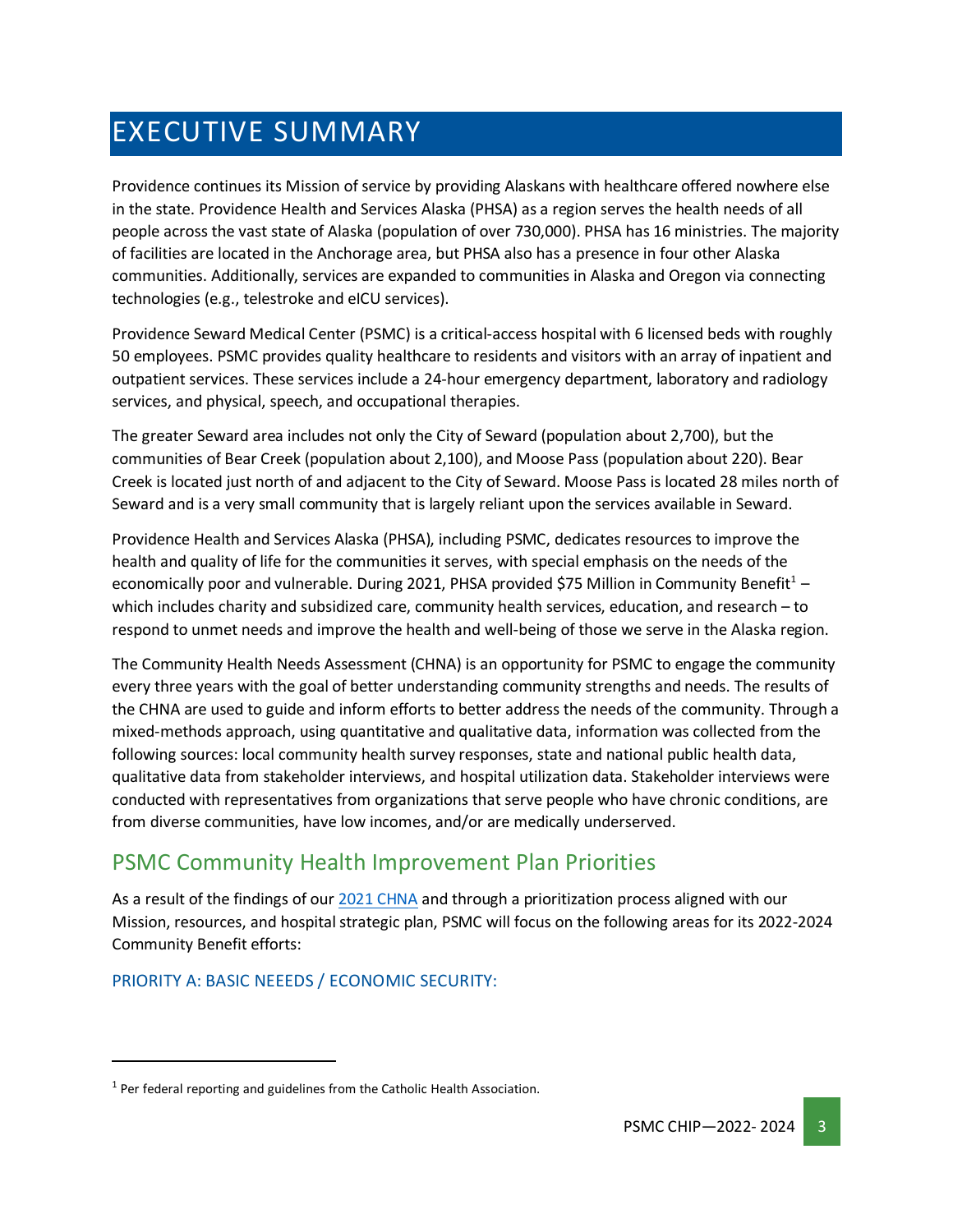# EXECUTIVE SUMMARY

Providence continues its Mission of service by providing Alaskans with healthcare offered nowhere else in the state. Providence Health and Services Alaska (PHSA) as a region serves the health needs of all people across the vast state of Alaska (population of over 730,000). PHSA has 16 ministries. The majority of facilities are located in the Anchorage area, but PHSA also has a presence in four other Alaska communities. Additionally, services are expanded to communities in Alaska and Oregon via connecting technologies (e.g., telestroke and eICU services).

Providence Seward Medical Center (PSMC) is a critical-access hospital with 6 licensed beds with roughly 50 employees. PSMC provides quality healthcare to residents and visitors with an array of inpatient and outpatient services. These services include a 24-hour emergency department, laboratory and radiology services, and physical, speech, and occupational therapies.

The greater Seward area includes not only the City of Seward (population about 2,700), but the communities of Bear Creek (population about 2,100), and Moose Pass (population about 220). Bear Creek is located just north of and adjacent to the City of Seward. Moose Pass is located 28 miles north of Seward and is a very small community that is largely reliant upon the services available in Seward.

Providence Health and Services Alaska (PHSA), including PSMC, dedicates resources to improve the health and quality of life for the communities it serves, with special emphasis on the needs of the economically poor and vulnerable. During 2021, PHSA provided $75 Million in Community Benefit[1] – which includes charity and subsidized care, community health services, education, and research – to respond to unmet needs and improve the health and well-being of those we serve in the Alaska region.

The Community Health Needs Assessment (CHNA) is an opportunity for PSMC to engage the community every three years with the goal of better understanding community strengths and needs. The results of the CHNA are used to guide and inform efforts to better address the needs of the community. Through a mixed-methods approach, using quantitative and qualitative data, information was collected from the following sources: local community health survey responses, state and national public health data, qualitative data from stakeholder interviews, and hospital utilization data. Stakeholder interviews were conducted with representatives from organizations that serve people who have chronic conditions, are from diverse communities, have low incomes, and/or are medically underserved.

## PSMC Community Health Improvement Plan Priorities

As a result of the findings of our [2021 CHNA] and through a prioritization process aligned with our Mission, resources, and hospital strategic plan, PSMC will focus on the following areas for its 2022-2024 Community Benefit efforts:

### PRIORITY A: BASIC NEEEDS / ECONOMIC SECURITY:

---

[1] Per federal reporting and guidelines from the Catholic Health Association.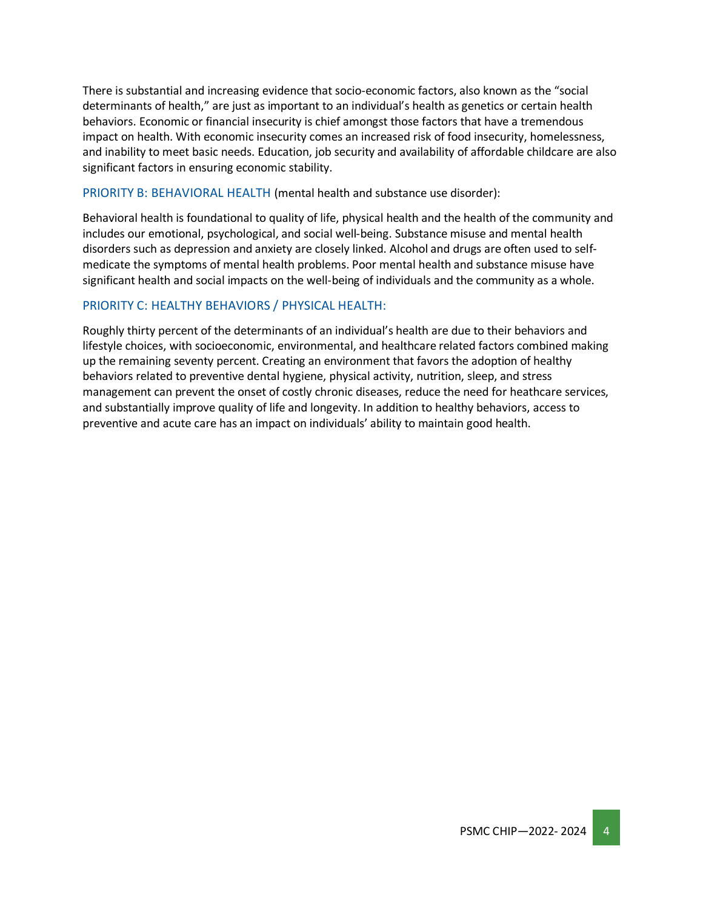There is substantial and increasing evidence that socio-economic factors, also known as the "social determinants of health," are just as important to an individual's health as genetics or certain health behaviors. Economic or financial insecurity is chief amongst those factors that have a tremendous impact on health. With economic insecurity comes an increased risk of food insecurity, homelessness, and inability to meet basic needs. Education, job security and availability of affordable childcare are also significant factors in ensuring economic stability.

### PRIORITY B: BEHAVIORAL HEALTH (mental health and substance use disorder):

Behavioral health is foundational to quality of life, physical health and the health of the community and includes our emotional, psychological, and social well-being. Substance misuse and mental health disorders such as depression and anxiety are closely linked. Alcohol and drugs are often used to self-medicate the symptoms of mental health problems. Poor mental health and substance misuse have significant health and social impacts on the well-being of individuals and the community as a whole.

### PRIORITY C: HEALTHY BEHAVIORS / PHYSICAL HEALTH:

Roughly thirty percent of the determinants of an individual's health are due to their behaviors and lifestyle choices, with socioeconomic, environmental, and healthcare related factors combined making up the remaining seventy percent. Creating an environment that favors the adoption of healthy behaviors related to preventive dental hygiene, physical activity, nutrition, sleep, and stress management can prevent the onset of costly chronic diseases, reduce the need for heathcare services, and substantially improve quality of life and longevity. In addition to healthy behaviors, access to preventive and acute care has an impact on individuals' ability to maintain good health.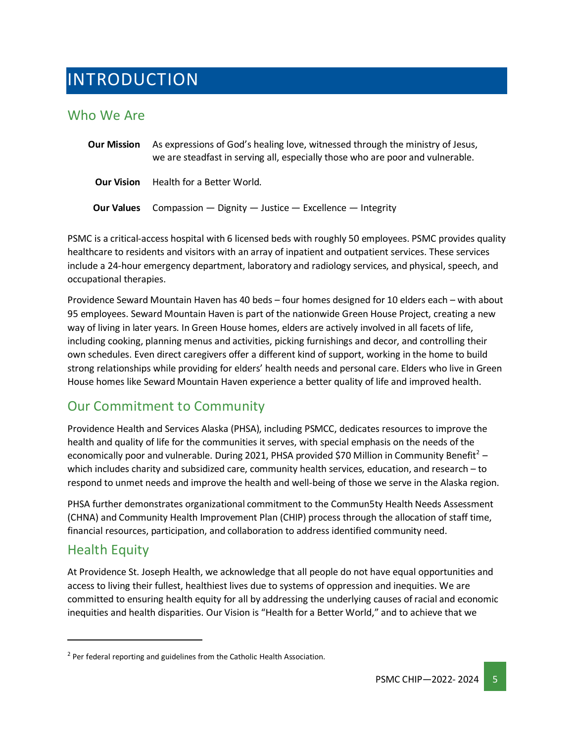# INTRODUCTION

## Who We Are

**Our Mission** As expressions of God's healing love, witnessed through the ministry of Jesus, we are steadfast in serving all, especially those who are poor and vulnerable.

**Our Vision** Health for a Better World.

**Our Values** Compassion — Dignity — Justice — Excellence — Integrity

PSMC is a critical-access hospital with 6 licensed beds with roughly 50 employees. PSMC provides quality healthcare to residents and visitors with an array of inpatient and outpatient services. These services include a 24-hour emergency department, laboratory and radiology services, and physical, speech, and occupational therapies.

Providence Seward Mountain Haven has 40 beds – four homes designed for 10 elders each – with about 95 employees. Seward Mountain Haven is part of the nationwide Green House Project, creating a new way of living in later years. In Green House homes, elders are actively involved in all facets of life, including cooking, planning menus and activities, picking furnishings and decor, and controlling their own schedules. Even direct caregivers offer a different kind of support, working in the home to build strong relationships while providing for elders' health needs and personal care. Elders who live in Green House homes like Seward Mountain Haven experience a better quality of life and improved health.

## Our Commitment to Community

Providence Health and Services Alaska (PHSA), including PSMCC, dedicates resources to improve the health and quality of life for the communities it serves, with special emphasis on the needs of the economically poor and vulnerable. During 2021, PHSA provided $70 Million in Community Benefit[2] – which includes charity and subsidized care, community health services, education, and research – to respond to unmet needs and improve the health and well-being of those we serve in the Alaska region.

PHSA further demonstrates organizational commitment to the Commun5ty Health Needs Assessment (CHNA) and Community Health Improvement Plan (CHIP) process through the allocation of staff time, financial resources, participation, and collaboration to address identified community need.

## Health Equity

At Providence St. Joseph Health, we acknowledge that all people do not have equal opportunities and access to living their fullest, healthiest lives due to systems of oppression and inequities. We are committed to ensuring health equity for all by addressing the underlying causes of racial and economic inequities and health disparities. Our Vision is "Health for a Better World," and to achieve that we

---

[2] Per federal reporting and guidelines from the Catholic Health Association.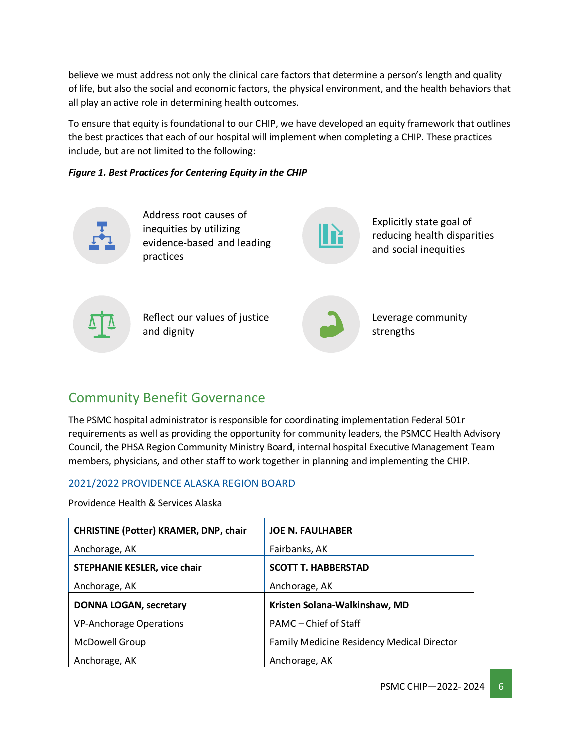believe we must address not only the clinical care factors that determine a person's length and quality of life, but also the social and economic factors, the physical environment, and the health behaviors that all play an active role in determining health outcomes.

To ensure that equity is foundational to our CHIP, we have developed an equity framework that outlines the best practices that each of our hospital will implement when completing a CHIP. These practices include, but are not limited to the following:

***Figure 1. Best Practices for Centering Equity in the CHIP***

- Address root causes of inequities by utilizing evidence-based and leading practices
- Explicitly state goal of reducing health disparities and social inequities
- Reflect our values of justice and dignity
- Leverage community strengths

## Community Benefit Governance

The PSMC hospital administrator is responsible for coordinating implementation Federal 501r requirements as well as providing the opportunity for community leaders, the PSMCC Health Advisory Council, the PHSA Region Community Ministry Board, internal hospital Executive Management Team members, physicians, and other staff to work together in planning and implementing the CHIP.

### 2021/2022 PROVIDENCE ALASKA REGION BOARD

Providence Health & Services Alaska

| | |
|---|---|
| **CHRISTINE (Potter) KRAMER, DNP, chair**<br>Anchorage, AK | **JOE N. FAULHABER**<br>Fairbanks, AK |
| **STEPHANIE KESLER, vice chair**<br>Anchorage, AK | **SCOTT T. HABBERSTAD**<br>Anchorage, AK |
| **DONNA LOGAN, secretary**<br>VP-Anchorage Operations<br>McDowell Group<br>Anchorage, AK | **Kristen Solana-Walkinshaw, MD**<br>PAMC – Chief of Staff<br>Family Medicine Residency Medical Director<br>Anchorage, AK |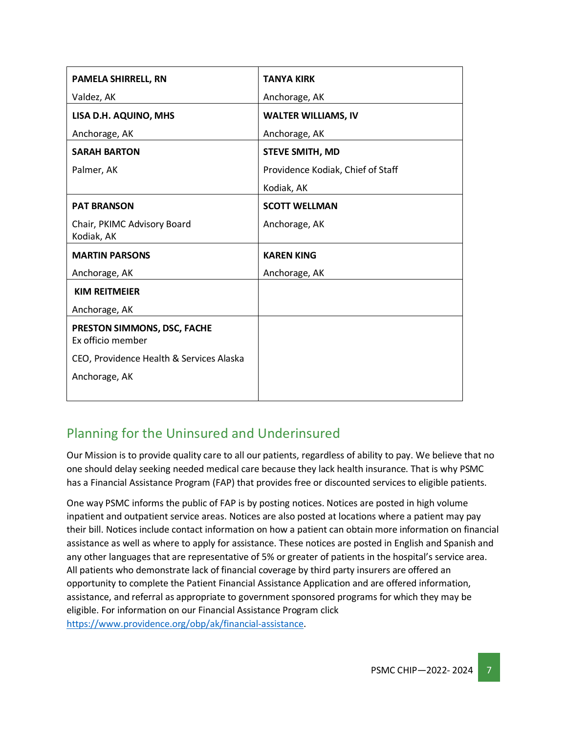| | |
|---|---|
| **PAMELA SHIRRELL, RN**<br>Valdez, AK | **TANYA KIRK**<br>Anchorage, AK |
| **LISA D.H. AQUINO, MHS**<br>Anchorage, AK | **WALTER WILLIAMS, IV**<br>Anchorage, AK |
| **SARAH BARTON**<br>Palmer, AK | **STEVE SMITH, MD**<br>Providence Kodiak, Chief of Staff<br>Kodiak, AK |
| **PAT BRANSON**<br>Chair, PKIMC Advisory Board<br>Kodiak, AK | **SCOTT WELLMAN**<br>Anchorage, AK |
| **MARTIN PARSONS**<br>Anchorage, AK | **KAREN KING**<br>Anchorage, AK |
| **KIM REITMEIER**<br>Anchorage, AK | |
| **PRESTON SIMMONS, DSC, FACHE**<br>Ex officio member<br>CEO, Providence Health & Services Alaska<br>Anchorage, AK | |

## Planning for the Uninsured and Underinsured

Our Mission is to provide quality care to all our patients, regardless of ability to pay. We believe that no one should delay seeking needed medical care because they lack health insurance. That is why PSMC has a Financial Assistance Program (FAP) that provides free or discounted services to eligible patients.

One way PSMC informs the public of FAP is by posting notices. Notices are posted in high volume inpatient and outpatient service areas. Notices are also posted at locations where a patient may pay their bill. Notices include contact information on how a patient can obtain more information on financial assistance as well as where to apply for assistance. These notices are posted in English and Spanish and any other languages that are representative of 5% or greater of patients in the hospital's service area. All patients who demonstrate lack of financial coverage by third party insurers are offered an opportunity to complete the Patient Financial Assistance Application and are offered information, assistance, and referral as appropriate to government sponsored programs for which they may be eligible. For information on our Financial Assistance Program click https://www.providence.org/obp/ak/financial-assistance.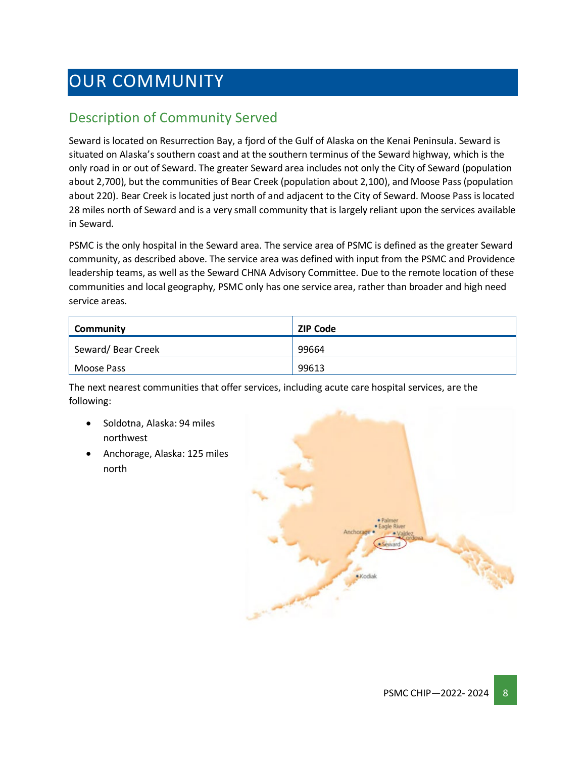# OUR COMMUNITY

## Description of Community Served

Seward is located on Resurrection Bay, a fjord of the Gulf of Alaska on the Kenai Peninsula. Seward is situated on Alaska's southern coast and at the southern terminus of the Seward highway, which is the only road in or out of Seward. The greater Seward area includes not only the City of Seward (population about 2,700), but the communities of Bear Creek (population about 2,100), and Moose Pass (population about 220). Bear Creek is located just north of and adjacent to the City of Seward. Moose Pass is located 28 miles north of Seward and is a very small community that is largely reliant upon the services available in Seward.

PSMC is the only hospital in the Seward area. The service area of PSMC is defined as the greater Seward community, as described above. The service area was defined with input from the PSMC and Providence leadership teams, as well as the Seward CHNA Advisory Committee. Due to the remote location of these communities and local geography, PSMC only has one service area, rather than broader and high need service areas.

| Community | ZIP Code |
|---|---|
| Seward/ Bear Creek | 99664 |
| Moose Pass | 99613 |

The next nearest communities that offer services, including acute care hospital services, are the following:

- Soldotna, Alaska: 94 miles northwest
- Anchorage, Alaska: 125 miles north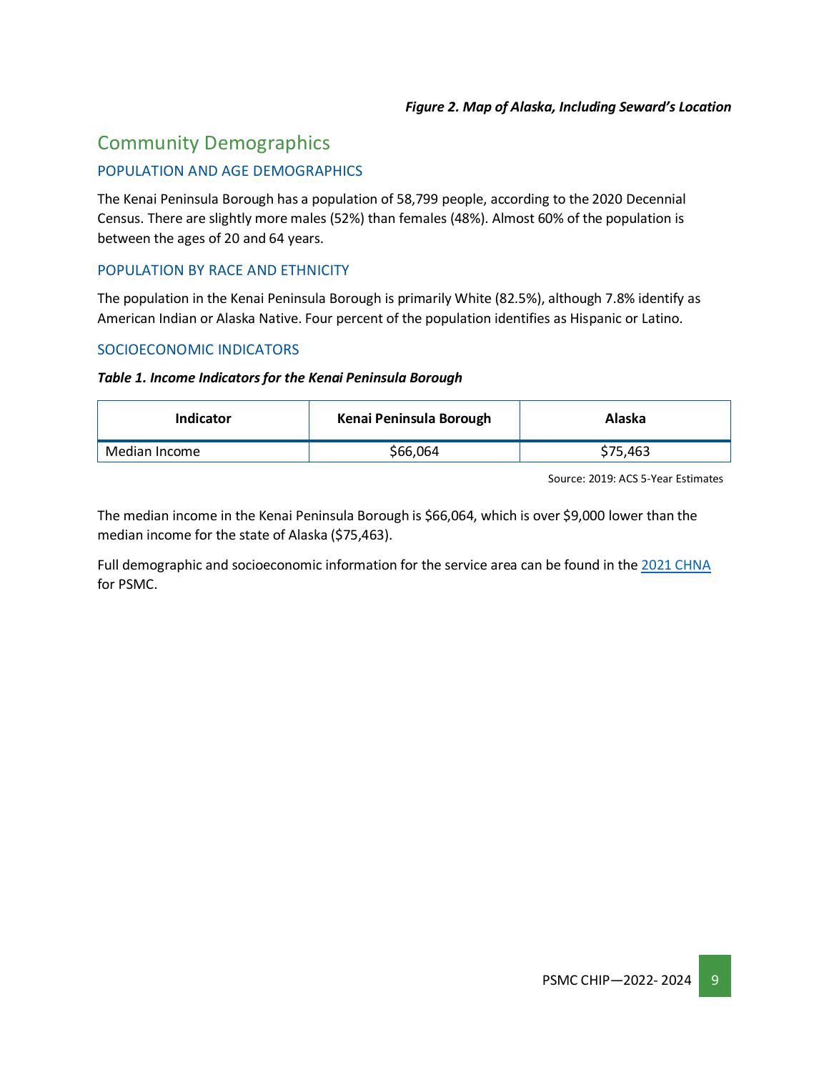*Figure 2. Map of Alaska, Including Seward's Location*

## Community Demographics

### POPULATION AND AGE DEMOGRAPHICS

The Kenai Peninsula Borough has a population of 58,799 people, according to the 2020 Decennial Census. There are slightly more males (52%) than females (48%). Almost 60% of the population is between the ages of 20 and 64 years.

### POPULATION BY RACE AND ETHNICITY

The population in the Kenai Peninsula Borough is primarily White (82.5%), although 7.8% identify as American Indian or Alaska Native. Four percent of the population identifies as Hispanic or Latino.

### SOCIOECONOMIC INDICATORS

***Table 1. Income Indicators for the Kenai Peninsula Borough***

| Indicator | Kenai Peninsula Borough | Alaska |
|---|---|---|
| Median Income | $66,064 | $75,463 |

Source: 2019: ACS 5-Year Estimates

The median income in the Kenai Peninsula Borough is $66,064, which is over $9,000 lower than the median income for the state of Alaska ($75,463).

Full demographic and socioeconomic information for the service area can be found in the [2021 CHNA](#) for PSMC.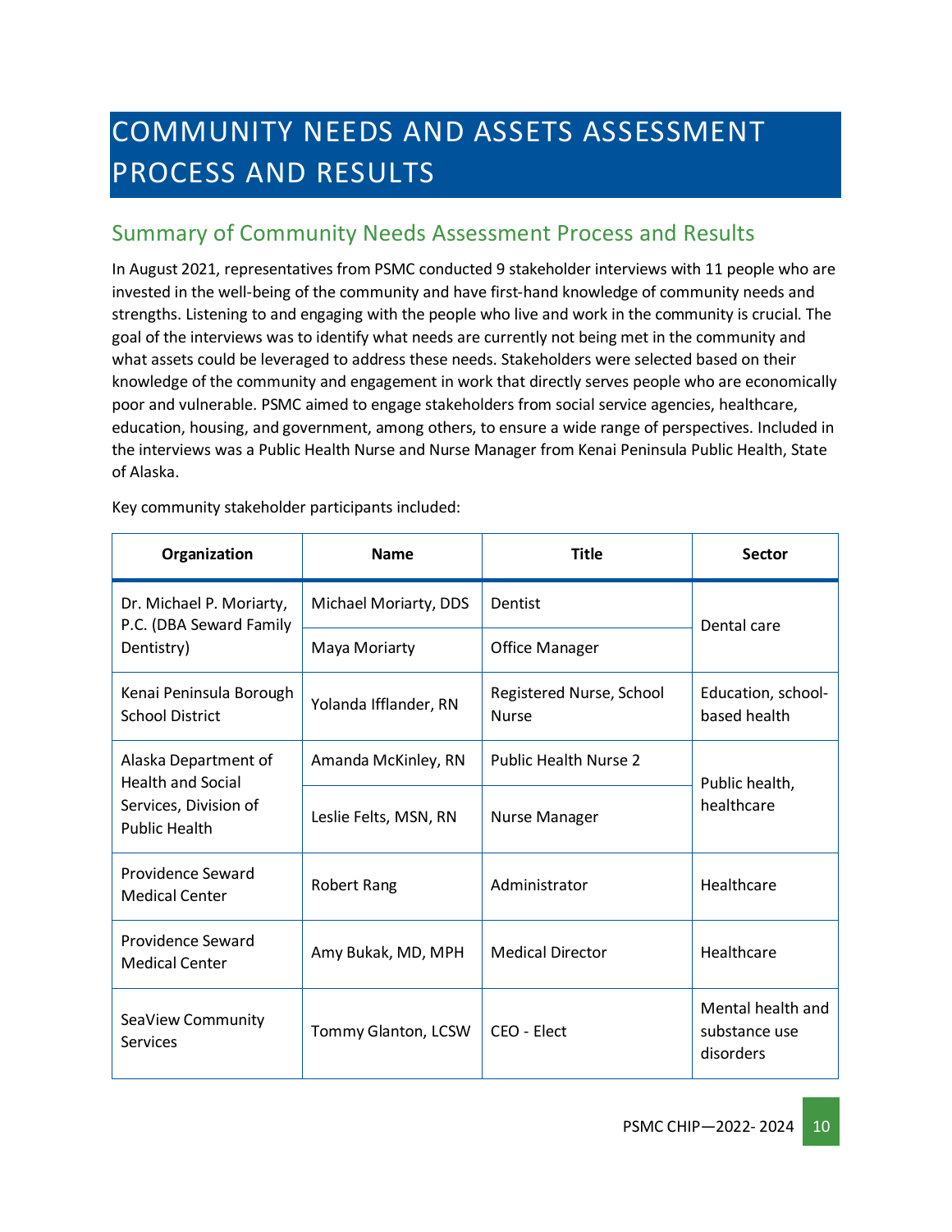# COMMUNITY NEEDS AND ASSETS ASSESSMENT PROCESS AND RESULTS

## Summary of Community Needs Assessment Process and Results

In August 2021, representatives from PSMC conducted 9 stakeholder interviews with 11 people who are invested in the well-being of the community and have first-hand knowledge of community needs and strengths. Listening to and engaging with the people who live and work in the community is crucial. The goal of the interviews was to identify what needs are currently not being met in the community and what assets could be leveraged to address these needs. Stakeholders were selected based on their knowledge of the community and engagement in work that directly serves people who are economically poor and vulnerable. PSMC aimed to engage stakeholders from social service agencies, healthcare, education, housing, and government, among others, to ensure a wide range of perspectives. Included in the interviews was a Public Health Nurse and Nurse Manager from Kenai Peninsula Public Health, State of Alaska.

Key community stakeholder participants included:

| Organization | Name | Title | Sector |
|---|---|---|---|
| Dr. Michael P. Moriarty, P.C. (DBA Seward Family Dentistry) | Michael Moriarty, DDS | Dentist | Dental care |
| | Maya Moriarty | Office Manager | |
| Kenai Peninsula Borough School District | Yolanda Ifflander, RN | Registered Nurse, School Nurse | Education, school-based health |
| Alaska Department of Health and Social Services, Division of Public Health | Amanda McKinley, RN | Public Health Nurse 2 | Public health, healthcare |
| | Leslie Felts, MSN, RN | Nurse Manager | |
| Providence Seward Medical Center | Robert Rang | Administrator | Healthcare |
| Providence Seward Medical Center | Amy Bukak, MD, MPH | Medical Director | Healthcare |
| SeaView Community Services | Tommy Glanton, LCSW | CEO - Elect | Mental health and substance use disorders |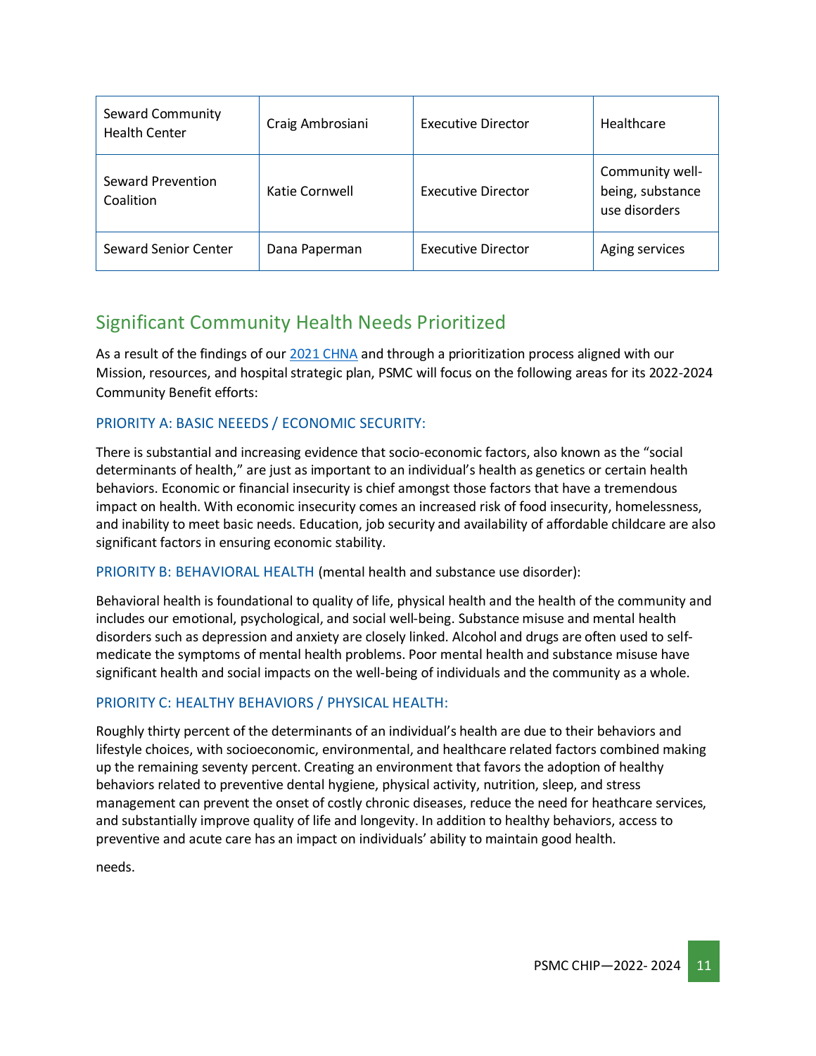| Seward Community Health Center | Craig Ambrosiani | Executive Director | Healthcare |
|---|---|---|---|
| Seward Prevention Coalition | Katie Cornwell | Executive Director | Community well-being, substance use disorders |
| Seward Senior Center | Dana Paperman | Executive Director | Aging services |

## Significant Community Health Needs Prioritized

As a result of the findings of our [2021 CHNA](2021 CHNA) and through a prioritization process aligned with our Mission, resources, and hospital strategic plan, PSMC will focus on the following areas for its 2022-2024 Community Benefit efforts:

### PRIORITY A: BASIC NEEEDS / ECONOMIC SECURITY:

There is substantial and increasing evidence that socio-economic factors, also known as the "social determinants of health," are just as important to an individual's health as genetics or certain health behaviors. Economic or financial insecurity is chief amongst those factors that have a tremendous impact on health. With economic insecurity comes an increased risk of food insecurity, homelessness, and inability to meet basic needs. Education, job security and availability of affordable childcare are also significant factors in ensuring economic stability.

### PRIORITY B: BEHAVIORAL HEALTH (mental health and substance use disorder):

Behavioral health is foundational to quality of life, physical health and the health of the community and includes our emotional, psychological, and social well-being. Substance misuse and mental health disorders such as depression and anxiety are closely linked. Alcohol and drugs are often used to self-medicate the symptoms of mental health problems. Poor mental health and substance misuse have significant health and social impacts on the well-being of individuals and the community as a whole.

### PRIORITY C: HEALTHY BEHAVIORS / PHYSICAL HEALTH:

Roughly thirty percent of the determinants of an individual's health are due to their behaviors and lifestyle choices, with socioeconomic, environmental, and healthcare related factors combined making up the remaining seventy percent. Creating an environment that favors the adoption of healthy behaviors related to preventive dental hygiene, physical activity, nutrition, sleep, and stress management can prevent the onset of costly chronic diseases, reduce the need for heathcare services, and substantially improve quality of life and longevity. In addition to healthy behaviors, access to preventive and acute care has an impact on individuals' ability to maintain good health.

needs.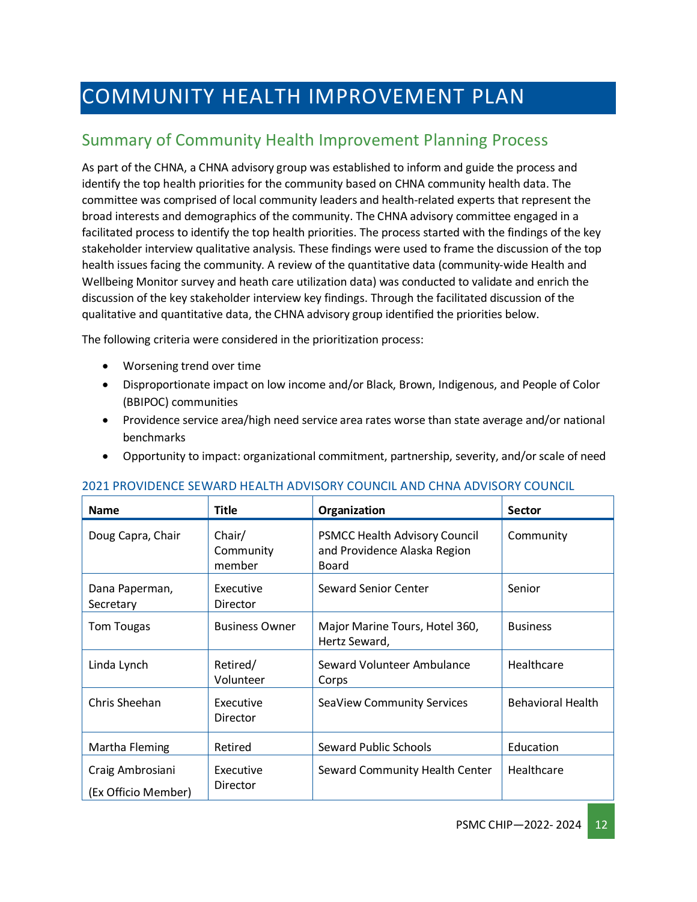# COMMUNITY HEALTH IMPROVEMENT PLAN

## Summary of Community Health Improvement Planning Process

As part of the CHNA, a CHNA advisory group was established to inform and guide the process and identify the top health priorities for the community based on CHNA community health data. The committee was comprised of local community leaders and health-related experts that represent the broad interests and demographics of the community. The CHNA advisory committee engaged in a facilitated process to identify the top health priorities. The process started with the findings of the key stakeholder interview qualitative analysis. These findings were used to frame the discussion of the top health issues facing the community. A review of the quantitative data (community-wide Health and Wellbeing Monitor survey and heath care utilization data) was conducted to validate and enrich the discussion of the key stakeholder interview key findings. Through the facilitated discussion of the qualitative and quantitative data, the CHNA advisory group identified the priorities below.

The following criteria were considered in the prioritization process:

- Worsening trend over time
- Disproportionate impact on low income and/or Black, Brown, Indigenous, and People of Color (BBIPOC) communities
- Providence service area/high need service area rates worse than state average and/or national benchmarks
- Opportunity to impact: organizational commitment, partnership, severity, and/or scale of need

### 2021 PROVIDENCE SEWARD HEALTH ADVISORY COUNCIL AND CHNA ADVISORY COUNCIL

| Name | Title | Organization | Sector |
|---|---|---|---|
| Doug Capra, Chair | Chair/ Community member | PSMCC Health Advisory Council and Providence Alaska Region Board | Community |
| Dana Paperman, Secretary | Executive Director | Seward Senior Center | Senior |
| Tom Tougas | Business Owner | Major Marine Tours, Hotel 360, Hertz Seward, | Business |
| Linda Lynch | Retired/ Volunteer | Seward Volunteer Ambulance Corps | Healthcare |
| Chris Sheehan | Executive Director | SeaView Community Services | Behavioral Health |
| Martha Fleming | Retired | Seward Public Schools | Education |
| Craig Ambrosiani (Ex Officio Member) | Executive Director | Seward Community Health Center | Healthcare |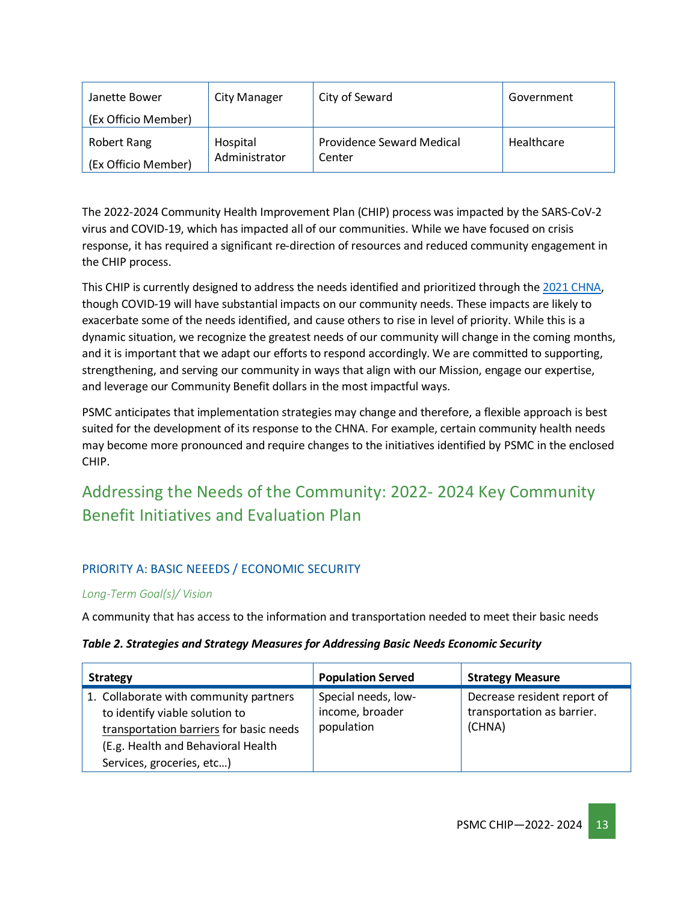| | | | |
|---|---|---|---|
| Janette Bower (Ex Officio Member) | City Manager | City of Seward | Government |
| Robert Rang (Ex Officio Member) | Hospital Administrator | Providence Seward Medical Center | Healthcare |

The 2022-2024 Community Health Improvement Plan (CHIP) process was impacted by the SARS-CoV-2 virus and COVID-19, which has impacted all of our communities. While we have focused on crisis response, it has required a significant re-direction of resources and reduced community engagement in the CHIP process.

This CHIP is currently designed to address the needs identified and prioritized through the 2021 CHNA, though COVID-19 will have substantial impacts on our community needs. These impacts are likely to exacerbate some of the needs identified, and cause others to rise in level of priority. While this is a dynamic situation, we recognize the greatest needs of our community will change in the coming months, and it is important that we adapt our efforts to respond accordingly. We are committed to supporting, strengthening, and serving our community in ways that align with our Mission, engage our expertise, and leverage our Community Benefit dollars in the most impactful ways.

PSMC anticipates that implementation strategies may change and therefore, a flexible approach is best suited for the development of its response to the CHNA. For example, certain community health needs may become more pronounced and require changes to the initiatives identified by PSMC in the enclosed CHIP.

## Addressing the Needs of the Community: 2022- 2024 Key Community Benefit Initiatives and Evaluation Plan

### PRIORITY A: BASIC NEEEDS / ECONOMIC SECURITY

*Long-Term Goal(s)/ Vision*

A community that has access to the information and transportation needed to meet their basic needs

***Table 2. Strategies and Strategy Measures for Addressing Basic Needs Economic Security***

| Strategy | Population Served | Strategy Measure |
|---|---|---|
| 1. Collaborate with community partners to identify viable solution to transportation barriers for basic needs (E.g. Health and Behavioral Health Services, groceries, etc…) | Special needs, low-income, broader population | Decrease resident report of transportation as barrier. (CHNA) |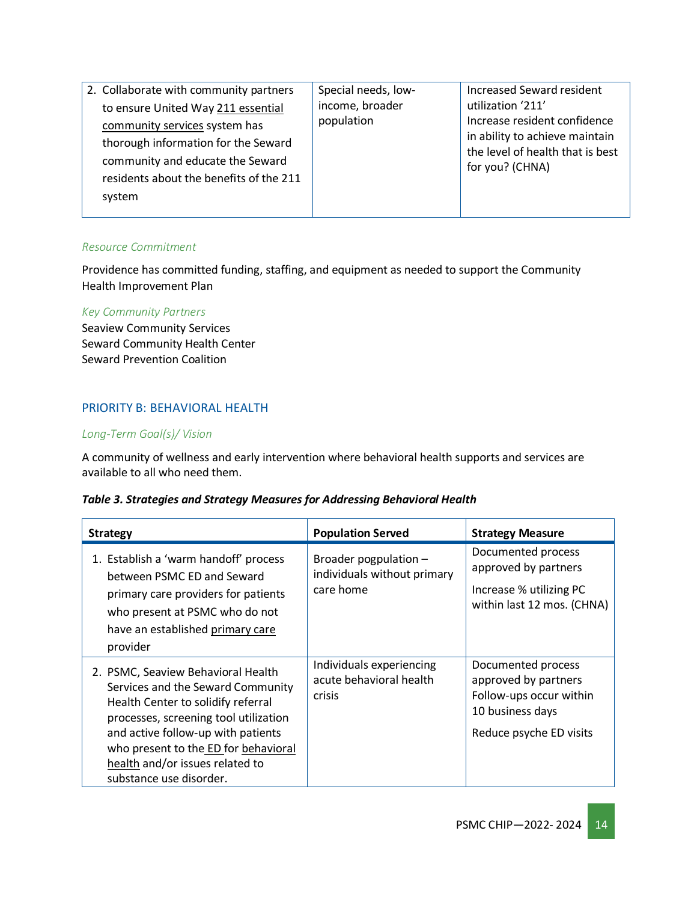| | | |
|---|---|---|
| 2. Collaborate with community partners to ensure United Way 211 essential community services system has thorough information for the Seward community and educate the Seward residents about the benefits of the 211 system | Special needs, low-income, broader population | Increased Seward resident utilization '211'<br>Increase resident confidence in ability to achieve maintain the level of health that is best for you? (CHNA) |

*Resource Commitment*

Providence has committed funding, staffing, and equipment as needed to support the Community Health Improvement Plan

*Key Community Partners*

Seaview Community Services
Seward Community Health Center
Seward Prevention Coalition

## PRIORITY B: BEHAVIORAL HEALTH

*Long-Term Goal(s)/ Vision*

A community of wellness and early intervention where behavioral health supports and services are available to all who need them.

***Table 3. Strategies and Strategy Measures for Addressing Behavioral Health***

| Strategy | Population Served | Strategy Measure |
|---|---|---|
| 1. Establish a 'warm handoff' process between PSMC ED and Seward primary care providers for patients who present at PSMC who do not have an established primary care provider | Broader pogpulation – individuals without primary care home | Documented process approved by partners<br>Increase % utilizing PC within last 12 mos. (CHNA) |
| 2. PSMC, Seaview Behavioral Health Services and the Seward Community Health Center to solidify referral processes, screening tool utilization and active follow-up with patients who present to the ED for behavioral health and/or issues related to substance use disorder. | Individuals experiencing acute behavioral health crisis | Documented process approved by partners<br>Follow-ups occur within 10 business days<br>Reduce psyche ED visits |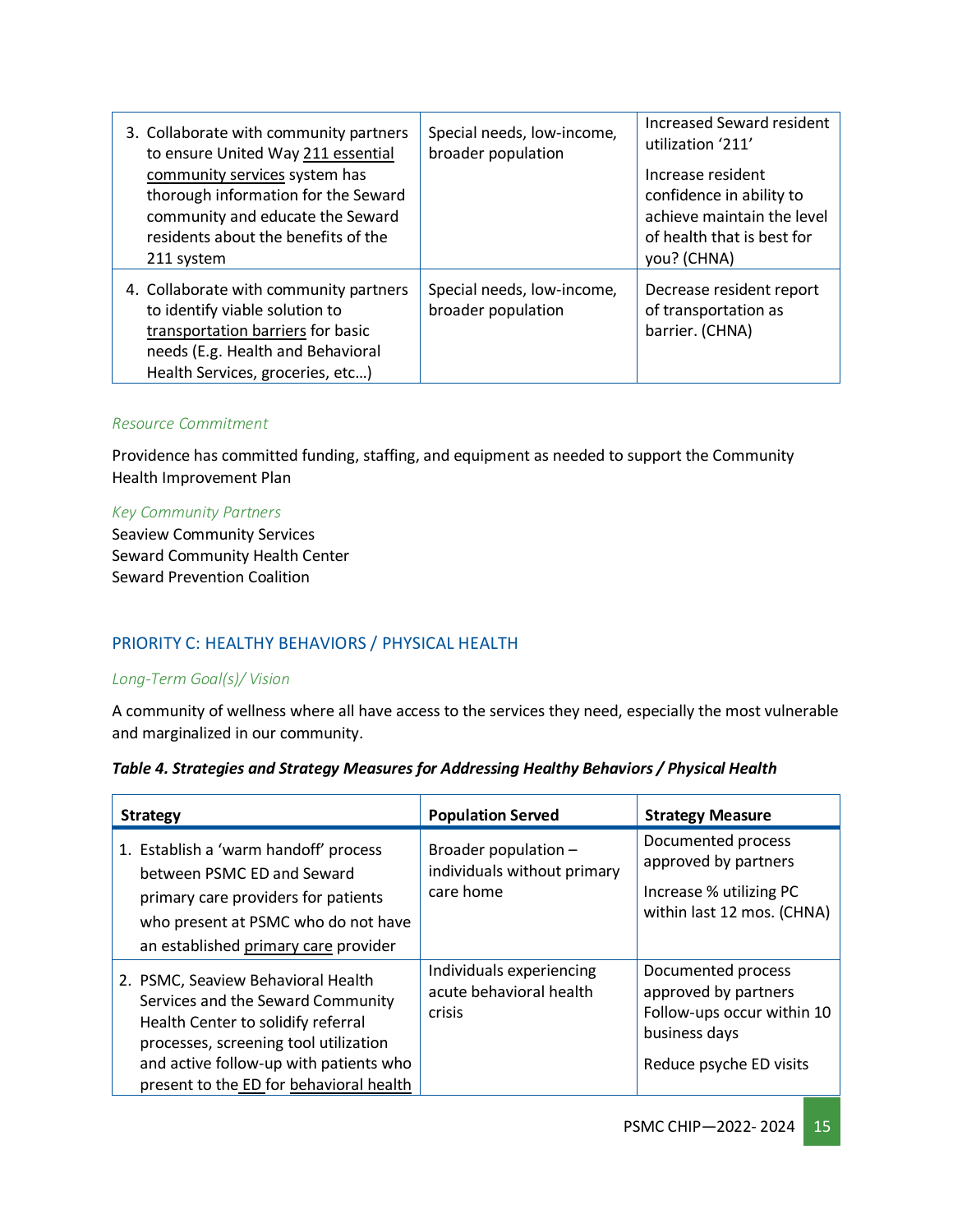| Strategy | Population Served | Strategy Measure |
| --- | --- | --- |
| 3. Collaborate with community partners to ensure United Way 211 essential community services system has thorough information for the Seward community and educate the Seward residents about the benefits of the 211 system | Special needs, low-income, broader population | Increased Seward resident utilization '211'<br><br>Increase resident confidence in ability to achieve maintain the level of health that is best for you? (CHNA) |
| 4. Collaborate with community partners to identify viable solution to transportation barriers for basic needs (E.g. Health and Behavioral Health Services, groceries, etc…) | Special needs, low-income, broader population | Decrease resident report of transportation as barrier. (CHNA) |

*Resource Commitment*

Providence has committed funding, staffing, and equipment as needed to support the Community Health Improvement Plan

*Key Community Partners*

Seaview Community Services
Seward Community Health Center
Seward Prevention Coalition

## PRIORITY C: HEALTHY BEHAVIORS / PHYSICAL HEALTH

*Long-Term Goal(s)/ Vision*

A community of wellness where all have access to the services they need, especially the most vulnerable and marginalized in our community.

***Table 4. Strategies and Strategy Measures for Addressing Healthy Behaviors / Physical Health***

| Strategy | Population Served | Strategy Measure |
| --- | --- | --- |
| 1. Establish a 'warm handoff' process between PSMC ED and Seward primary care providers for patients who present at PSMC who do not have an established primary care provider | Broader population – individuals without primary care home | Documented process approved by partners<br><br>Increase % utilizing PC within last 12 mos. (CHNA) |
| 2. PSMC, Seaview Behavioral Health Services and the Seward Community Health Center to solidify referral processes, screening tool utilization and active follow-up with patients who present to the ED for behavioral health | Individuals experiencing acute behavioral health crisis | Documented process approved by partners Follow-ups occur within 10 business days<br><br>Reduce psyche ED visits |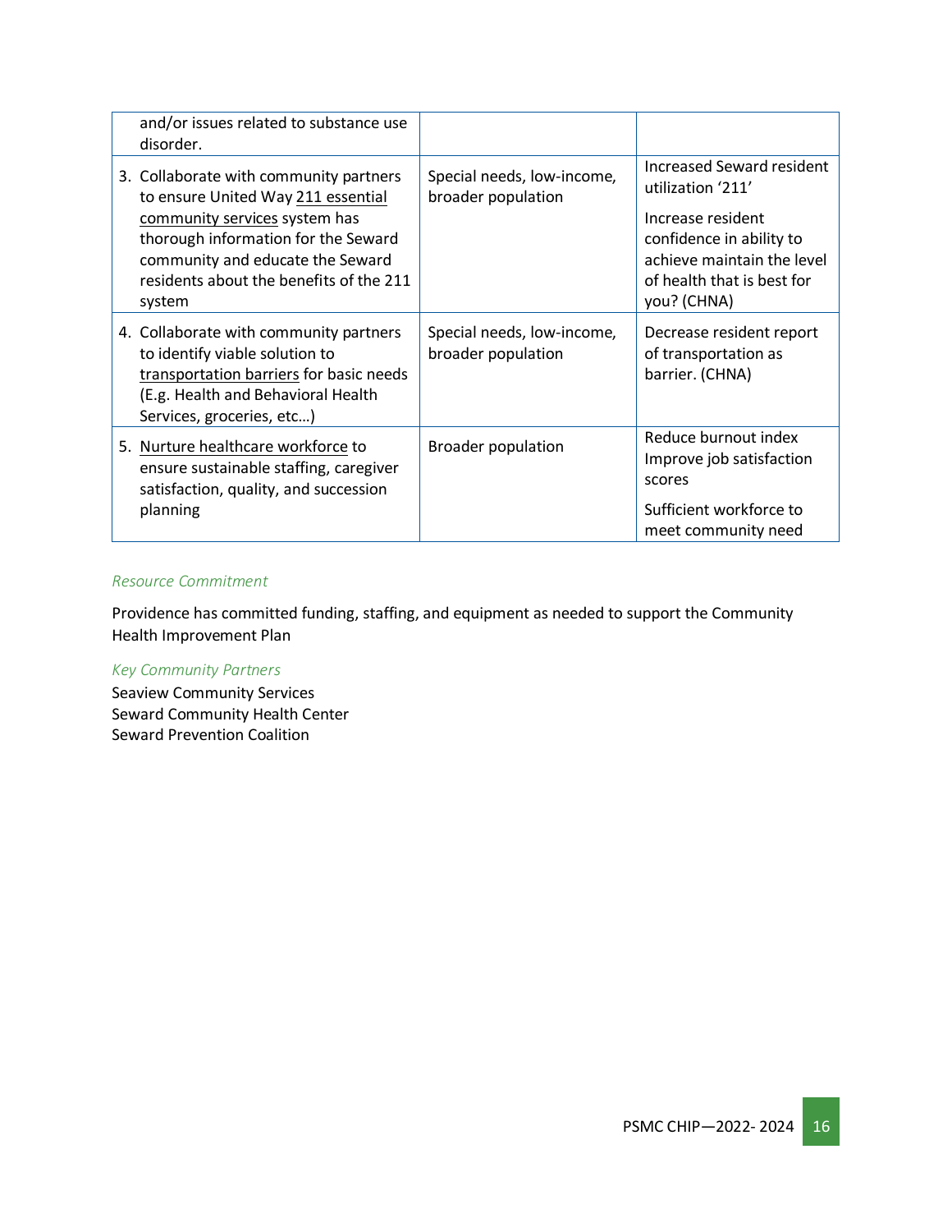| | | |
|---|---|---|
| and/or issues related to substance use disorder. | | |
| 3. Collaborate with community partners to ensure United Way 211 essential community services system has thorough information for the Seward community and educate the Seward residents about the benefits of the 211 system | Special needs, low-income, broader population | Increased Seward resident utilization '211'<br><br>Increase resident confidence in ability to achieve maintain the level of health that is best for you? (CHNA) |
| 4. Collaborate with community partners to identify viable solution to transportation barriers for basic needs (E.g. Health and Behavioral Health Services, groceries, etc…) | Special needs, low-income, broader population | Decrease resident report of transportation as barrier. (CHNA) |
| 5. Nurture healthcare workforce to ensure sustainable staffing, caregiver satisfaction, quality, and succession planning | Broader population | Reduce burnout index<br>Improve job satisfaction scores<br><br>Sufficient workforce to meet community need |

*Resource Commitment*

Providence has committed funding, staffing, and equipment as needed to support the Community Health Improvement Plan

*Key Community Partners*

Seaview Community Services
Seward Community Health Center
Seward Prevention Coalition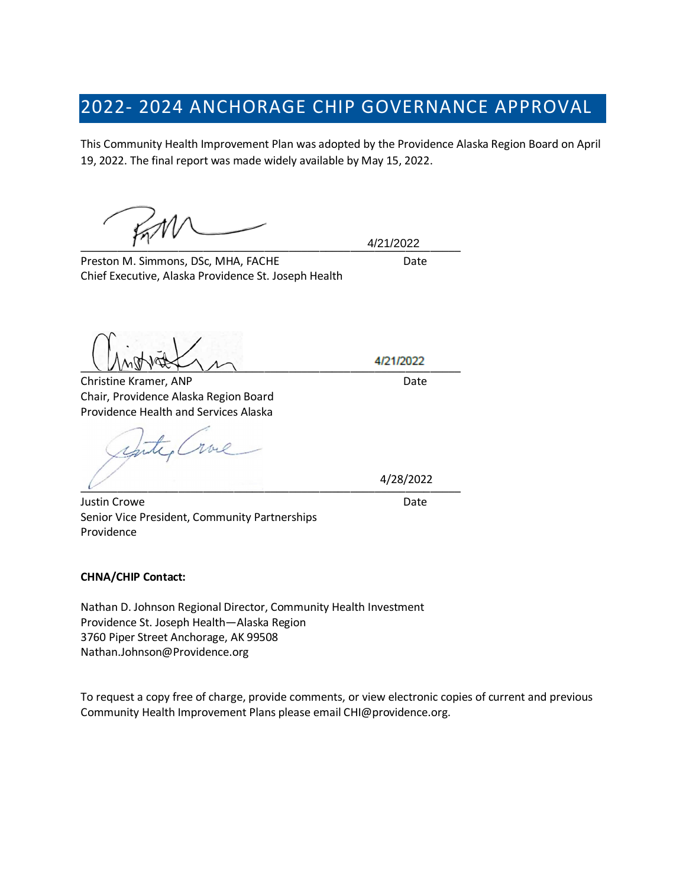# 2022- 2024 ANCHORAGE CHIP GOVERNANCE APPROVAL

This Community Health Improvement Plan was adopted by the Providence Alaska Region Board on April 19, 2022. The final report was made widely available by May 15, 2022.

4/21/2022

Preston M. Simmons, DSc, MHA, FACHE — Date
Chief Executive, Alaska Providence St. Joseph Health

4/21/2022

Christine Kramer, ANP — Date
Chair, Providence Alaska Region Board
Providence Health and Services Alaska

4/28/2022

Justin Crowe — Date
Senior Vice President, Community Partnerships
Providence

**CHNA/CHIP Contact:**

Nathan D. Johnson Regional Director, Community Health Investment
Providence St. Joseph Health—Alaska Region
3760 Piper Street Anchorage, AK 99508
Nathan.Johnson@Providence.org

To request a copy free of charge, provide comments, or view electronic copies of current and previous Community Health Improvement Plans please email CHI@providence.org.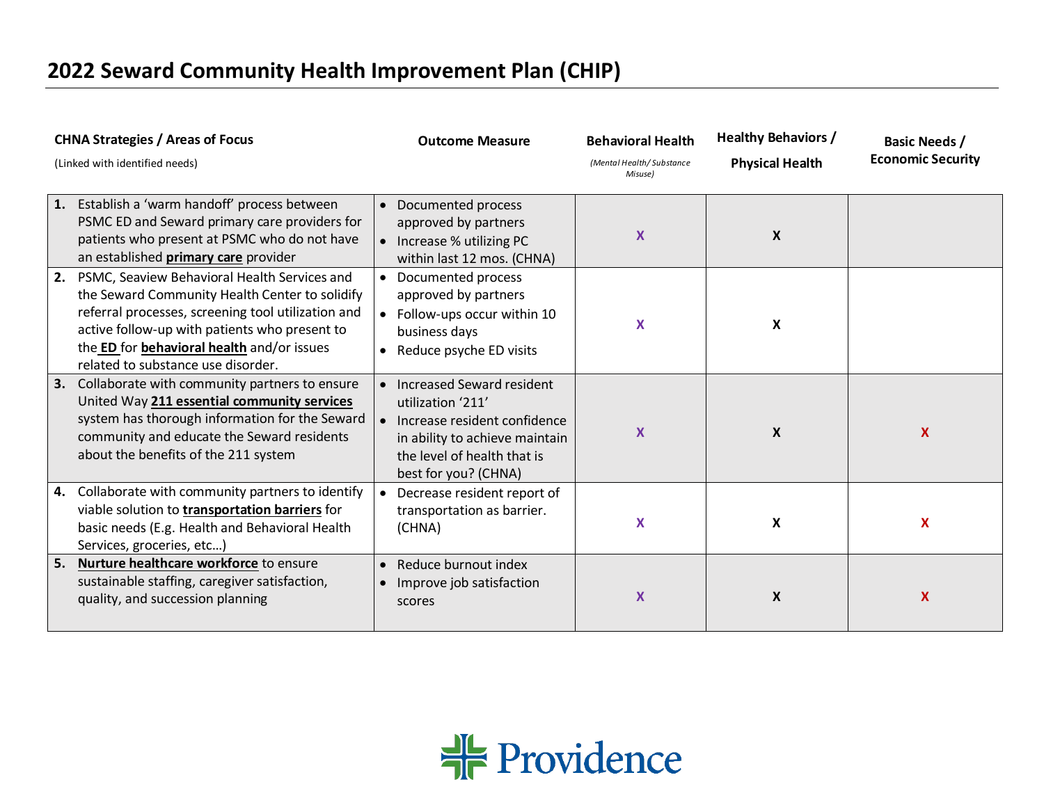# 2022 Seward Community Health Improvement Plan (CHIP)

| **CHNA Strategies / Areas of Focus** (Linked with identified needs) | **Outcome Measure** | **Behavioral Health** *(Mental Health/ Substance Misuse)* | **Healthy Behaviors / Physical Health** | **Basic Needs / Economic Security** |
|---|---|---|---|---|
| **1.** Establish a 'warm handoff' process between PSMC ED and Seward primary care providers for patients who present at PSMC who do not have an established **primary care** provider | • Documented process approved by partners<br>• Increase % utilizing PC within last 12 mos. (CHNA) | X | X | |
| **2.** PSMC, Seaview Behavioral Health Services and the Seward Community Health Center to solidify referral processes, screening tool utilization and active follow-up with patients who present to the **ED** for **behavioral health** and/or issues related to substance use disorder. | • Documented process approved by partners<br>• Follow-ups occur within 10 business days<br>• Reduce psyche ED visits | X | X | |
| **3.** Collaborate with community partners to ensure United Way **211 essential community services** system has thorough information for the Seward community and educate the Seward residents about the benefits of the 211 system | • Increased Seward resident utilization '211'<br>• Increase resident confidence in ability to achieve maintain the level of health that is best for you? (CHNA) | X | X | X |
| **4.** Collaborate with community partners to identify viable solution to **transportation barriers** for basic needs (E.g. Health and Behavioral Health Services, groceries, etc…) | • Decrease resident report of transportation as barrier. (CHNA) | X | X | X |
| **5.** **Nurture healthcare workforce** to ensure sustainable staffing, caregiver satisfaction, quality, and succession planning | • Reduce burnout index<br>• Improve job satisfaction scores | X | X | X |

Providence